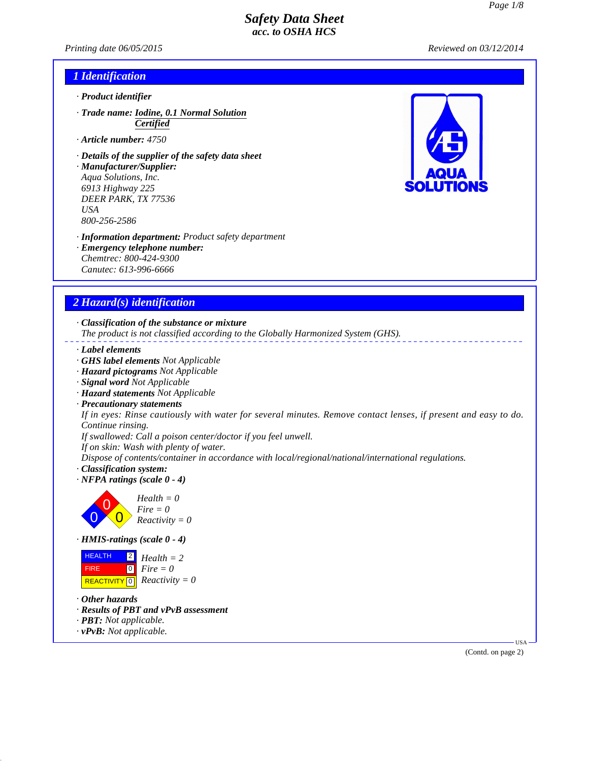# Safety Data Sheet
*acc. to OSHA HCS*

*Printing date 06/05/2015* *Reviewed on 03/12/2014*

## 1 Identification

· **Product identifier**

· **Trade name:** **Iodine, 0.1 Normal Solution Certified**

· **Article number:** 4750

· **Details of the supplier of the safety data sheet**

· **Manufacturer/Supplier:**
Aqua Solutions, Inc.
6913 Highway 225
DEER PARK, TX 77536
USA
800-256-2586

· **Information department:** Product safety department

· **Emergency telephone number:**
Chemtrec: 800-424-9300
Canutec: 613-996-6666

## 2 Hazard(s) identification

· **Classification of the substance or mixture**
The product is not classified according to the Globally Harmonized System (GHS).

· **Label elements**
· **GHS label elements** Not Applicable
· **Hazard pictograms** Not Applicable
· **Signal word** Not Applicable
· **Hazard statements** Not Applicable
· **Precautionary statements**
If in eyes: Rinse cautiously with water for several minutes. Remove contact lenses, if present and easy to do. Continue rinsing.
If swallowed: Call a poison center/doctor if you feel unwell.
If on skin: Wash with plenty of water.
Dispose of contents/container in accordance with local/regional/national/international regulations.
· **Classification system:**
· **NFPA ratings (scale 0 - 4)**

Health = 0
Fire = 0
Reactivity = 0

· **HMIS-ratings (scale 0 - 4)**

| | | |
|---|---|---|
| HEALTH | 2 | Health = 2 |
| FIRE | 0 | Fire = 0 |
| REACTIVITY | 0 | Reactivity = 0 |

· **Other hazards**
· **Results of PBT and vPvB assessment**
· **PBT:** Not applicable.
· **vPvB:** Not applicable.

(Contd. on page 2)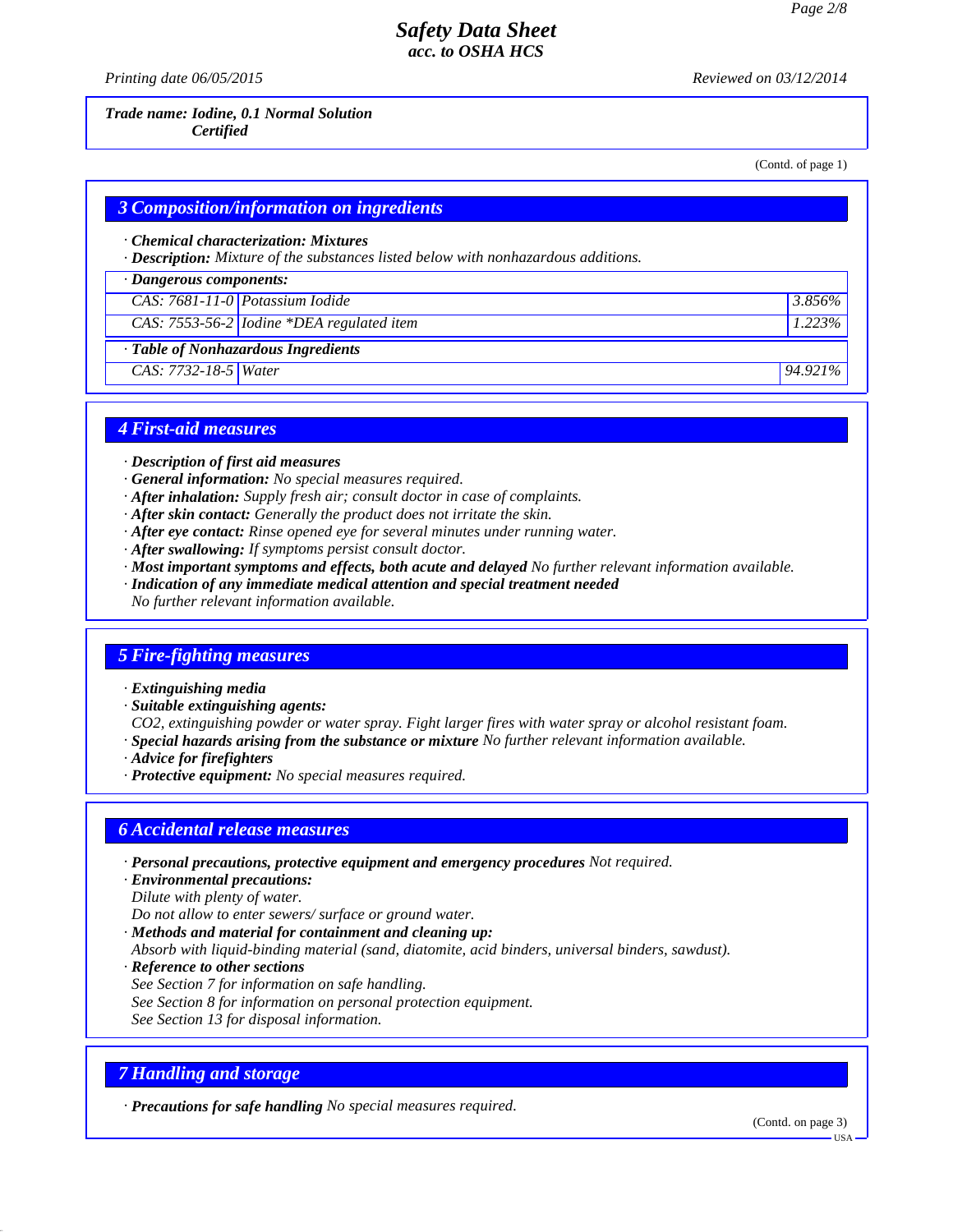**Trade name: Iodine, 0.1 Normal Solution Certified**

(Contd. of page 1)

## 3 Composition/information on ingredients

· **Chemical characterization: Mixtures**
· **Description:** Mixture of the substances listed below with nonhazardous additions.

| · Dangerous components: | | |
|---|---|---|
| CAS: 7681-11-0 | Potassium Iodide | 3.856% |
| CAS: 7553-56-2 | Iodine *DEA regulated item | 1.223% |

| · Table of Nonhazardous Ingredients | | |
|---|---|---|
| CAS: 7732-18-5 | Water | 94.921% |

## 4 First-aid measures

· **Description of first aid measures**
· **General information:** No special measures required.
· **After inhalation:** Supply fresh air; consult doctor in case of complaints.
· **After skin contact:** Generally the product does not irritate the skin.
· **After eye contact:** Rinse opened eye for several minutes under running water.
· **After swallowing:** If symptoms persist consult doctor.
· **Most important symptoms and effects, both acute and delayed** No further relevant information available.
· **Indication of any immediate medical attention and special treatment needed**
No further relevant information available.

## 5 Fire-fighting measures

· **Extinguishing media**
· **Suitable extinguishing agents:**
CO2, extinguishing powder or water spray. Fight larger fires with water spray or alcohol resistant foam.
· **Special hazards arising from the substance or mixture** No further relevant information available.
· **Advice for firefighters**
· **Protective equipment:** No special measures required.

## 6 Accidental release measures

· **Personal precautions, protective equipment and emergency procedures** Not required.
· **Environmental precautions:**
Dilute with plenty of water.
Do not allow to enter sewers/ surface or ground water.
· **Methods and material for containment and cleaning up:**
Absorb with liquid-binding material (sand, diatomite, acid binders, universal binders, sawdust).
· **Reference to other sections**
See Section 7 for information on safe handling.
See Section 8 for information on personal protection equipment.
See Section 13 for disposal information.

## 7 Handling and storage

· **Precautions for safe handling** No special measures required.

(Contd. on page 3)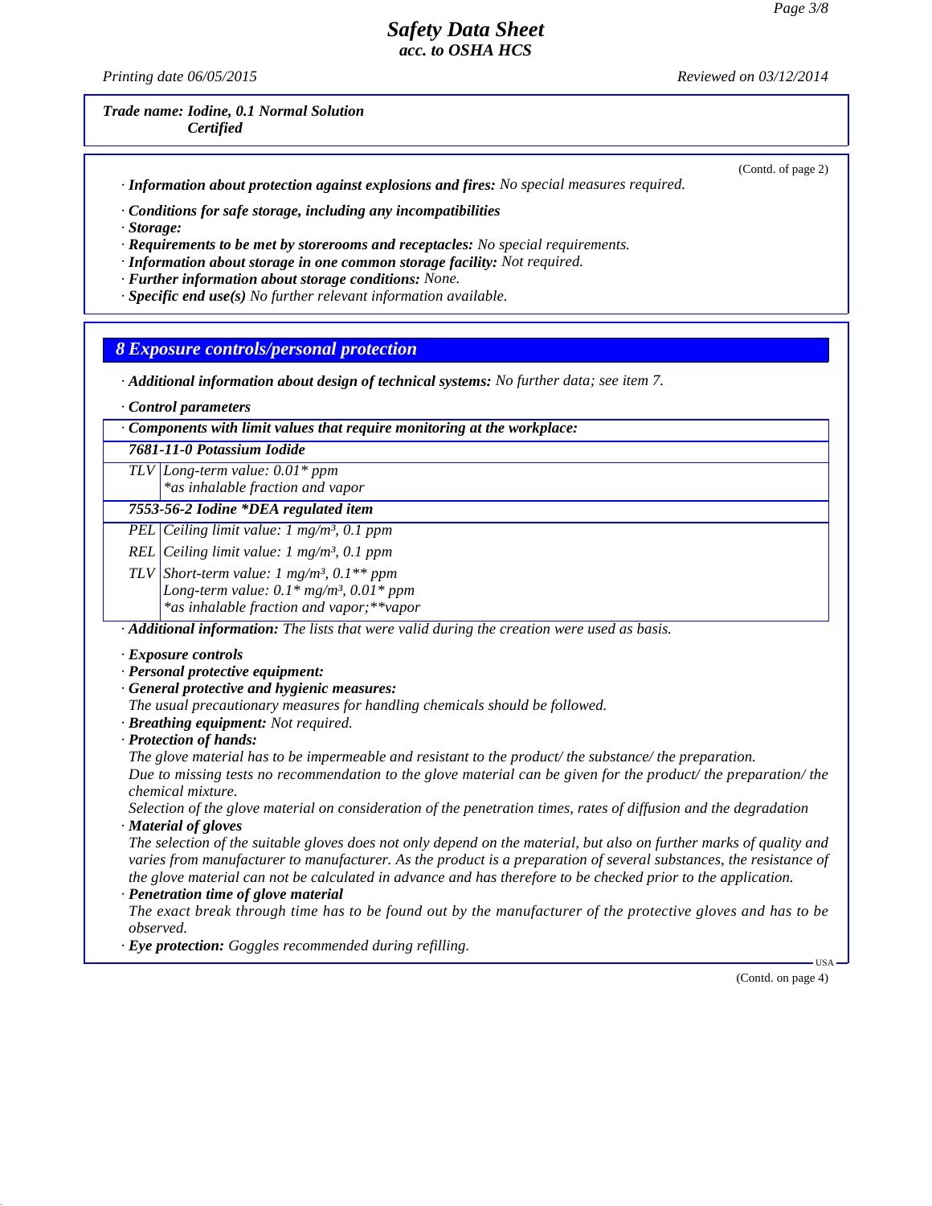**Trade name: Iodine, 0.1 Normal Solution Certified**

(Contd. of page 2)

· **Information about protection against explosions and fires:** No special measures required.

· **Conditions for safe storage, including any incompatibilities**
· **Storage:**
· **Requirements to be met by storerooms and receptacles:** No special requirements.
· **Information about storage in one common storage facility:** Not required.
· **Further information about storage conditions:** None.
· **Specific end use(s)** No further relevant information available.

## 8 Exposure controls/personal protection

· **Additional information about design of technical systems:** No further data; see item 7.

· **Control parameters**

| · **Components with limit values that require monitoring at the workplace:** | |
|---|---|
| **7681-11-0 Potassium Iodide** | |
| TLV | Long-term value: 0.01* ppm<br>*as inhalable fraction and vapor |
| **7553-56-2 Iodine *DEA regulated item** | |
| PEL | Ceiling limit value: 1 mg/m³, 0.1 ppm |
| REL | Ceiling limit value: 1 mg/m³, 0.1 ppm |
| TLV | Short-term value: 1 mg/m³, 0.1** ppm<br>Long-term value: 0.1* mg/m³, 0.01* ppm<br>*as inhalable fraction and vapor;**vapor |

· **Additional information:** The lists that were valid during the creation were used as basis.

· **Exposure controls**
· **Personal protective equipment:**
· **General protective and hygienic measures:**
The usual precautionary measures for handling chemicals should be followed.
· **Breathing equipment:** Not required.
· **Protection of hands:**
The glove material has to be impermeable and resistant to the product/ the substance/ the preparation.
Due to missing tests no recommendation to the glove material can be given for the product/ the preparation/ the chemical mixture.
Selection of the glove material on consideration of the penetration times, rates of diffusion and the degradation
· **Material of gloves**
The selection of the suitable gloves does not only depend on the material, but also on further marks of quality and varies from manufacturer to manufacturer. As the product is a preparation of several substances, the resistance of the glove material can not be calculated in advance and has therefore to be checked prior to the application.
· **Penetration time of glove material**
The exact break through time has to be found out by the manufacturer of the protective gloves and has to be observed.
· **Eye protection:** Goggles recommended during refilling.

(Contd. on page 4)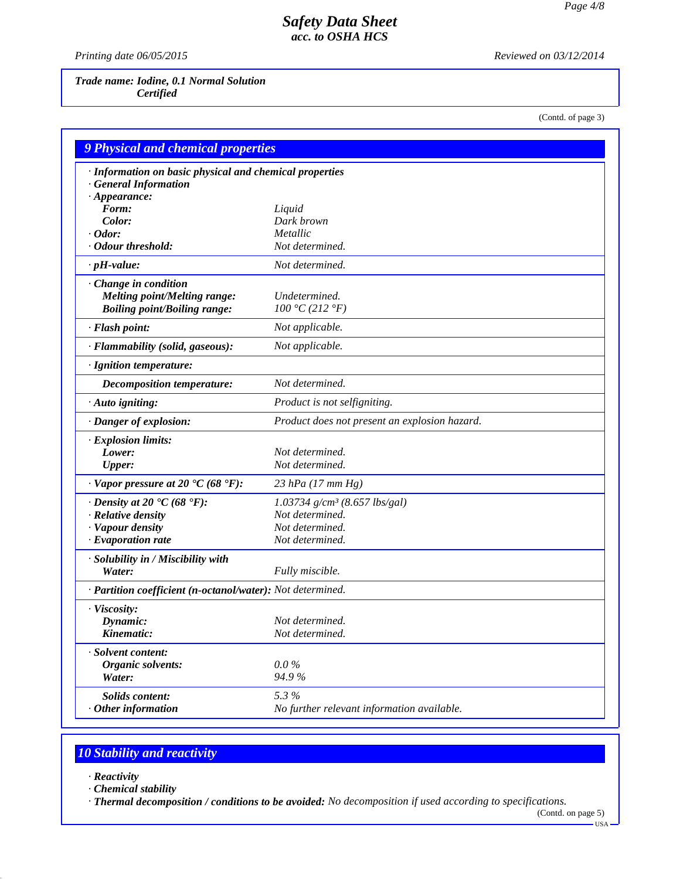**Trade name: Iodine, 0.1 Normal Solution Certified**

(Contd. of page 3)

## 9 Physical and chemical properties

| | |
|---|---|
| **· Information on basic physical and chemical properties** | |
| **· General Information** | |
| **· Appearance:** | |
| **Form:** | Liquid |
| **Color:** | Dark brown |
| **· Odor:** | Metallic |
| **· Odour threshold:** | Not determined. |
| **· pH-value:** | Not determined. |
| **· Change in condition** | |
| **Melting point/Melting range:** | Undetermined. |
| **Boiling point/Boiling range:** | 100 °C (212 °F) |
| **· Flash point:** | Not applicable. |
| **· Flammability (solid, gaseous):** | Not applicable. |
| **· Ignition temperature:** | |
| **Decomposition temperature:** | Not determined. |
| **· Auto igniting:** | Product is not selfigniting. |
| **· Danger of explosion:** | Product does not present an explosion hazard. |
| **· Explosion limits:** | |
| **Lower:** | Not determined. |
| **Upper:** | Not determined. |
| **· Vapor pressure at 20 °C (68 °F):** | 23 hPa (17 mm Hg) |
| **· Density at 20 °C (68 °F):** | 1.03734 g/cm³ (8.657 lbs/gal) |
| **· Relative density** | Not determined. |
| **· Vapour density** | Not determined. |
| **· Evaporation rate** | Not determined. |
| **· Solubility in / Miscibility with** | |
| **Water:** | Fully miscible. |
| **· Partition coefficient (n-octanol/water):** | Not determined. |
| **· Viscosity:** | |
| **Dynamic:** | Not determined. |
| **Kinematic:** | Not determined. |
| **· Solvent content:** | |
| **Organic solvents:** | 0.0 % |
| **Water:** | 94.9 % |
| **Solids content:** | 5.3 % |
| **· Other information** | No further relevant information available. |

## 10 Stability and reactivity

**· Reactivity**

**· Chemical stability**

**· Thermal decomposition / conditions to be avoided:** No decomposition if used according to specifications.

(Contd. on page 5)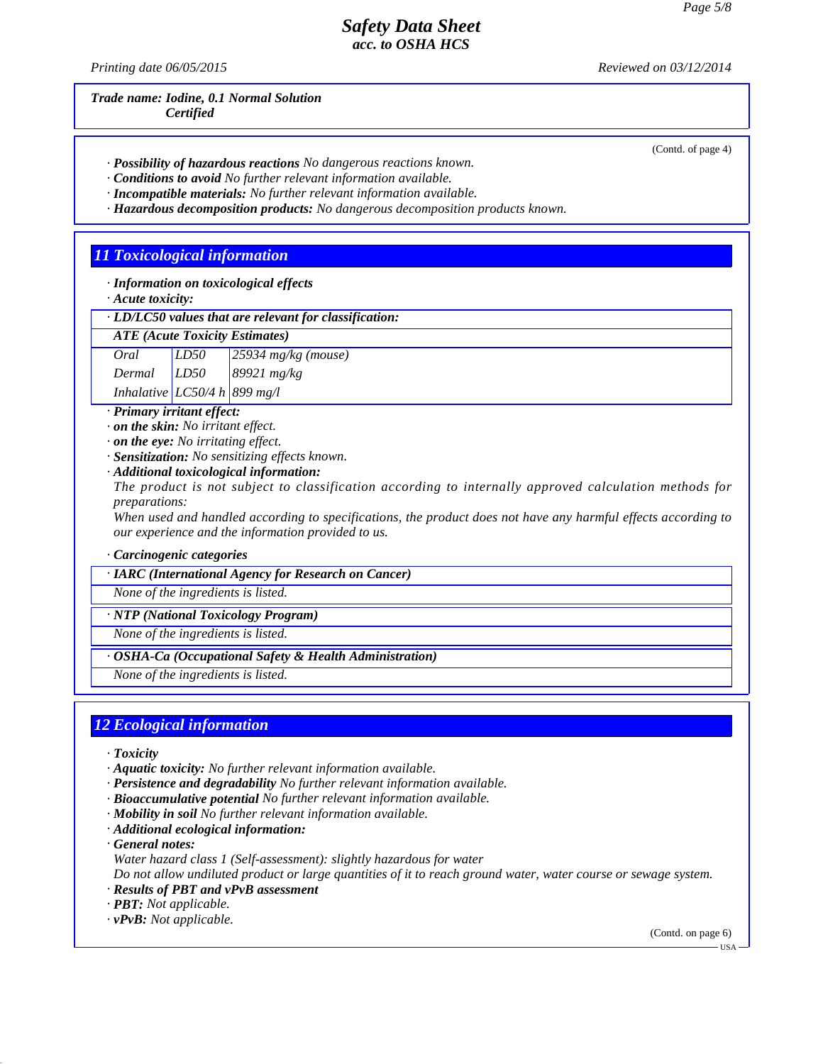Trade name: Iodine, 0.1 Normal Solution Certified

(Contd. of page 4)

· **Possibility of hazardous reactions** No dangerous reactions known.
· **Conditions to avoid** No further relevant information available.
· **Incompatible materials:** No further relevant information available.
· **Hazardous decomposition products:** No dangerous decomposition products known.

## 11 Toxicological information

· **Information on toxicological effects**
· **Acute toxicity:**

| · LD/LC50 values that are relevant for classification: | | |
|---|---|---|
| **ATE (Acute Toxicity Estimates)** | | |
| Oral | LD50 | 25934 mg/kg (mouse) |
| Dermal | LD50 | 89921 mg/kg |
| Inhalative | LC50/4 h | 899 mg/l |

· **Primary irritant effect:**
· **on the skin:** No irritant effect.
· **on the eye:** No irritating effect.
· **Sensitization:** No sensitizing effects known.
· **Additional toxicological information:**
The product is not subject to classification according to internally approved calculation methods for preparations:
When used and handled according to specifications, the product does not have any harmful effects according to our experience and the information provided to us.

· **Carcinogenic categories**

| · IARC (International Agency for Research on Cancer) |
|---|
| None of the ingredients is listed. |

| · NTP (National Toxicology Program) |
|---|
| None of the ingredients is listed. |

| · OSHA-Ca (Occupational Safety & Health Administration) |
|---|
| None of the ingredients is listed. |

## 12 Ecological information

· **Toxicity**
· **Aquatic toxicity:** No further relevant information available.
· **Persistence and degradability** No further relevant information available.
· **Bioaccumulative potential** No further relevant information available.
· **Mobility in soil** No further relevant information available.
· **Additional ecological information:**
· **General notes:**
Water hazard class 1 (Self-assessment): slightly hazardous for water
Do not allow undiluted product or large quantities of it to reach ground water, water course or sewage system.
· **Results of PBT and vPvB assessment**
· **PBT:** Not applicable.
· **vPvB:** Not applicable.

(Contd. on page 6)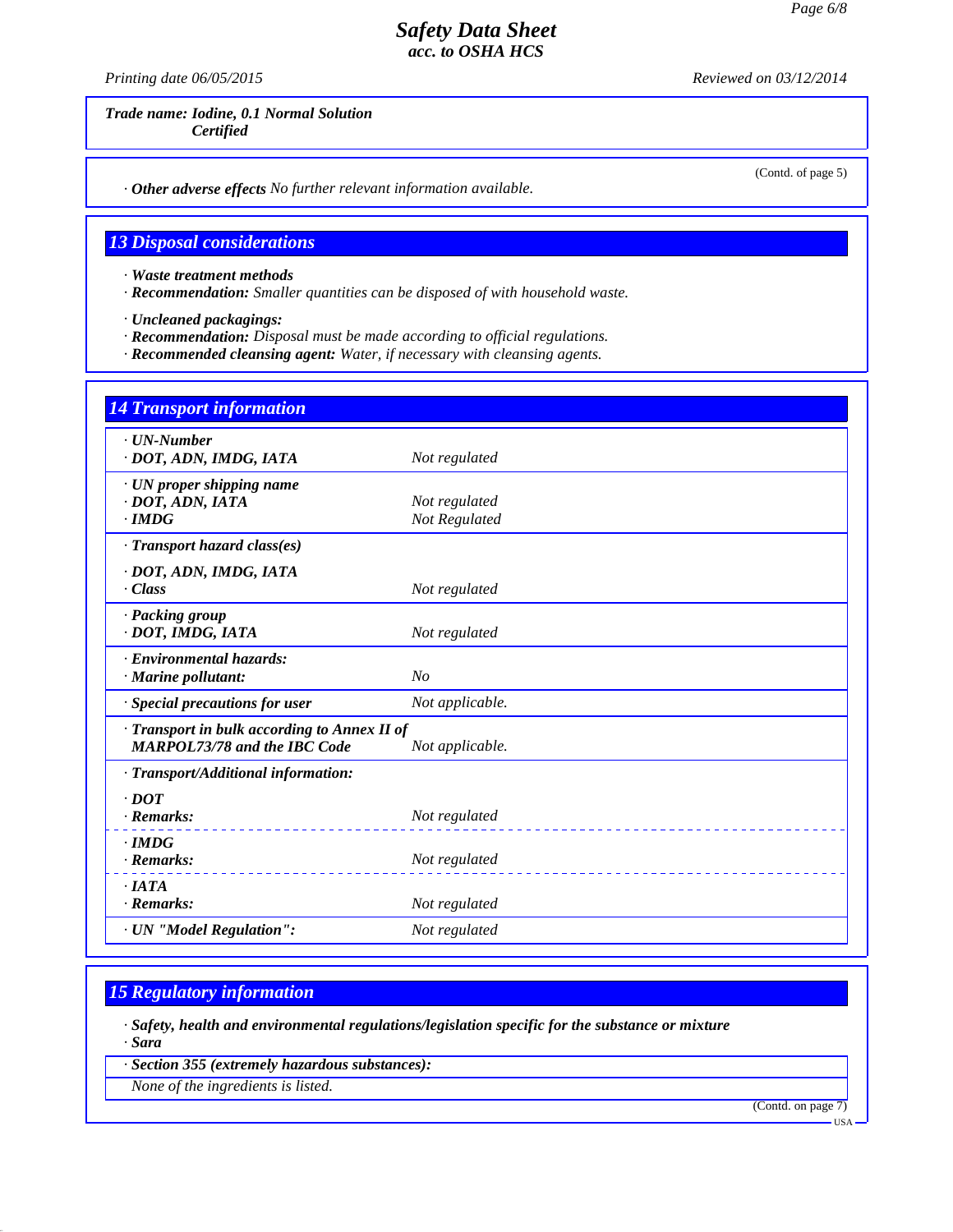**Trade name: Iodine, 0.1 Normal Solution Certified**

(Contd. of page 5)

· **Other adverse effects** *No further relevant information available.*

## 13 Disposal considerations

· **Waste treatment methods**
· **Recommendation:** *Smaller quantities can be disposed of with household waste.*

· **Uncleaned packagings:**
· **Recommendation:** *Disposal must be made according to official regulations.*
· **Recommended cleansing agent:** *Water, if necessary with cleansing agents.*

## 14 Transport information

| | |
|---|---|
| · **UN-Number** <br> · **DOT, ADN, IMDG, IATA** | *Not regulated* |
| · **UN proper shipping name** <br> · **DOT, ADN, IATA** <br> · **IMDG** | <br> *Not regulated* <br> *Not Regulated* |
| · **Transport hazard class(es)** <br> · **DOT, ADN, IMDG, IATA** <br> · **Class** | *Not regulated* |
| · **Packing group** <br> · **DOT, IMDG, IATA** | *Not regulated* |
| · **Environmental hazards:** <br> · **Marine pollutant:** | *No* |
| · **Special precautions for user** | *Not applicable.* |
| · **Transport in bulk according to Annex II of MARPOL73/78 and the IBC Code** | *Not applicable.* |
| · **Transport/Additional information:** | |
| · **DOT** <br> · **Remarks:** | *Not regulated* |
| · **IMDG** <br> · **Remarks:** | *Not regulated* |
| · **IATA** <br> · **Remarks:** | *Not regulated* |
| · **UN "Model Regulation":** | *Not regulated* |

## 15 Regulatory information

· **Safety, health and environmental regulations/legislation specific for the substance or mixture**
· **Sara**

· **Section 355 (extremely hazardous substances):**

*None of the ingredients is listed.*

(Contd. on page 7)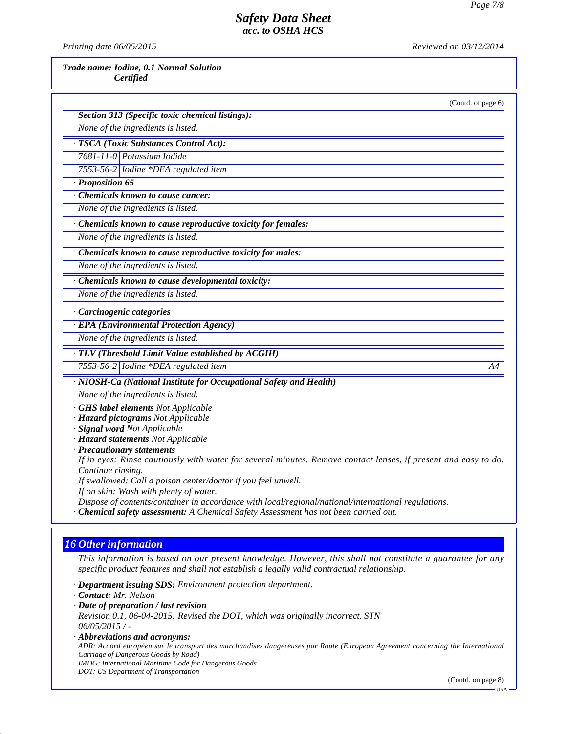**Trade name: Iodine, 0.1 Normal Solution Certified**

(Contd. of page 6)

· **Section 313 (Specific toxic chemical listings):**

None of the ingredients is listed.

· **TSCA (Toxic Substances Control Act):**

| | |
|---|---|
| 7681-11-0 | Potassium Iodide |
| 7553-56-2 | Iodine *DEA regulated item |

· **Proposition 65**

· **Chemicals known to cause cancer:**

None of the ingredients is listed.

· **Chemicals known to cause reproductive toxicity for females:**

None of the ingredients is listed.

· **Chemicals known to cause reproductive toxicity for males:**

None of the ingredients is listed.

· **Chemicals known to cause developmental toxicity:**

None of the ingredients is listed.

· **Carcinogenic categories**

· **EPA (Environmental Protection Agency)**

None of the ingredients is listed.

· **TLV (Threshold Limit Value established by ACGIH)**

| | | |
|---|---|---|
| 7553-56-2 | Iodine *DEA regulated item | A4 |

· **NIOSH-Ca (National Institute for Occupational Safety and Health)**

None of the ingredients is listed.

· **GHS label elements** Not Applicable
· **Hazard pictograms** Not Applicable
· **Signal word** Not Applicable
· **Hazard statements** Not Applicable
· **Precautionary statements**

If in eyes: Rinse cautiously with water for several minutes. Remove contact lenses, if present and easy to do. Continue rinsing.
If swallowed: Call a poison center/doctor if you feel unwell.
If on skin: Wash with plenty of water.
Dispose of contents/container in accordance with local/regional/national/international regulations.

· **Chemical safety assessment:** A Chemical Safety Assessment has not been carried out.

## 16 Other information

This information is based on our present knowledge. However, this shall not constitute a guarantee for any specific product features and shall not establish a legally valid contractual relationship.

· **Department issuing SDS:** Environment protection department.
· **Contact:** Mr. Nelson
· **Date of preparation / last revision**

Revision 0.1, 06-04-2015: Revised the DOT, which was originally incorrect. STN
06/05/2015 / -

· **Abbreviations and acronyms:**

ADR: Accord européen sur le transport des marchandises dangereuses par Route (European Agreement concerning the International Carriage of Dangerous Goods by Road)
IMDG: International Maritime Code for Dangerous Goods
DOT: US Department of Transportation

(Contd. on page 8)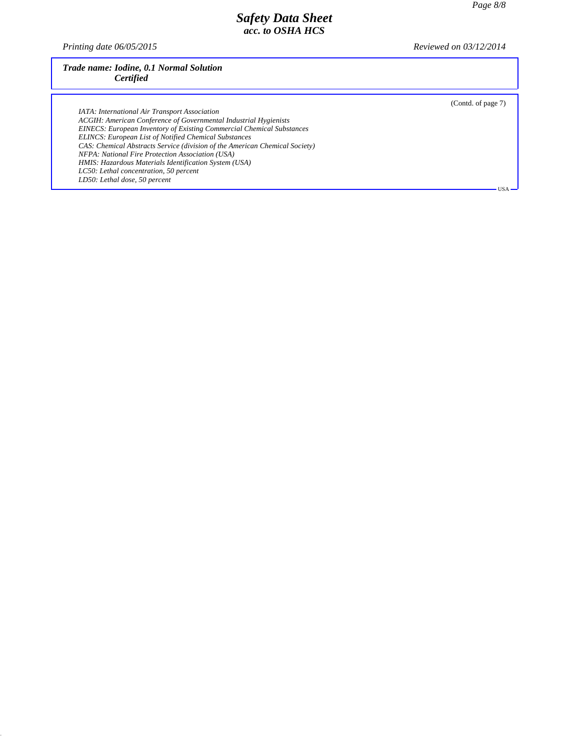*Trade name: Iodine, 0.1 Normal Solution Certified*

(Contd. of page 7)

*IATA: International Air Transport Association*
*ACGIH: American Conference of Governmental Industrial Hygienists*
*EINECS: European Inventory of Existing Commercial Chemical Substances*
*ELINCS: European List of Notified Chemical Substances*
*CAS: Chemical Abstracts Service (division of the American Chemical Society)*
*NFPA: National Fire Protection Association (USA)*
*HMIS: Hazardous Materials Identification System (USA)*
*LC50: Lethal concentration, 50 percent*
*LD50: Lethal dose, 50 percent*

USA